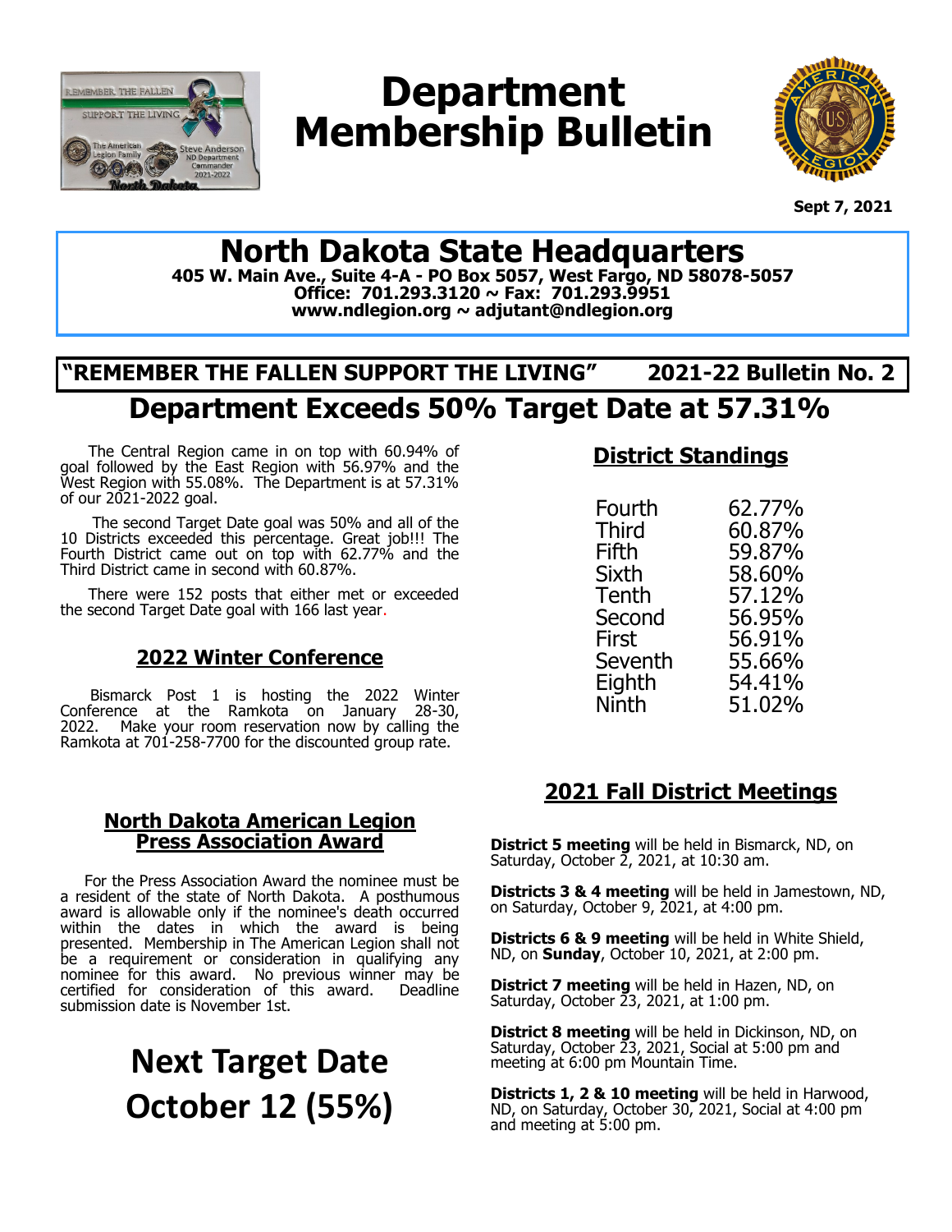# Department Membership Bulletin

**Sept 7, 2021**

## North Dakota State Headquarters

**405 W. Main Ave., Suite 4-A - PO Box 5057, West Fargo, ND 58078-5057**
**Office: 701.293.3120 ~ Fax: 701.293.9951**
**www.ndlegion.org ~ adjutant@ndlegion.org**

**"REMEMBER THE FALLEN SUPPORT THE LIVING" 2021-22 Bulletin No. 2**

## Department Exceeds 50% Target Date at 57.31%

The Central Region came in on top with 60.94% of goal followed by the East Region with 56.97% and the West Region with 55.08%. The Department is at 57.31% of our 2021-2022 goal.

The second Target Date goal was 50% and all of the 10 Districts exceeded this percentage. Great job!!! The Fourth District came out on top with 62.77% and the Third District came in second with 60.87%.

There were 152 posts that either met or exceeded the second Target Date goal with 166 last year.

### 2022 Winter Conference

Bismarck Post 1 is hosting the 2022 Winter Conference at the Ramkota on January 28-30, 2022. Make your room reservation now by calling the Ramkota at 701-258-7700 for the discounted group rate.

### North Dakota American Legion Press Association Award

For the Press Association Award the nominee must be a resident of the state of North Dakota. A posthumous award is allowable only if the nominee's death occurred within the dates in which the award is being presented. Membership in The American Legion shall not be a requirement or consideration in qualifying any nominee for this award. No previous winner may be certified for consideration of this award. Deadline submission date is November 1st.

## Next Target Date October 12 (55%)

### District Standings

| District | Percentage |
|---|---|
| Fourth | 62.77% |
| Third | 60.87% |
| Fifth | 59.87% |
| Sixth | 58.60% |
| Tenth | 57.12% |
| Second | 56.95% |
| First | 56.91% |
| Seventh | 55.66% |
| Eighth | 54.41% |
| Ninth | 51.02% |

### 2021 Fall District Meetings

**District 5 meeting** will be held in Bismarck, ND, on Saturday, October 2, 2021, at 10:30 am.

**Districts 3 & 4 meeting** will be held in Jamestown, ND, on Saturday, October 9, 2021, at 4:00 pm.

**Districts 6 & 9 meeting** will be held in White Shield, ND, on **Sunday**, October 10, 2021, at 2:00 pm.

**District 7 meeting** will be held in Hazen, ND, on Saturday, October 23, 2021, at 1:00 pm.

**District 8 meeting** will be held in Dickinson, ND, on Saturday, October 23, 2021, Social at 5:00 pm and meeting at 6:00 pm Mountain Time.

**Districts 1, 2 & 10 meeting** will be held in Harwood, ND, on Saturday, October 30, 2021, Social at 4:00 pm and meeting at 5:00 pm.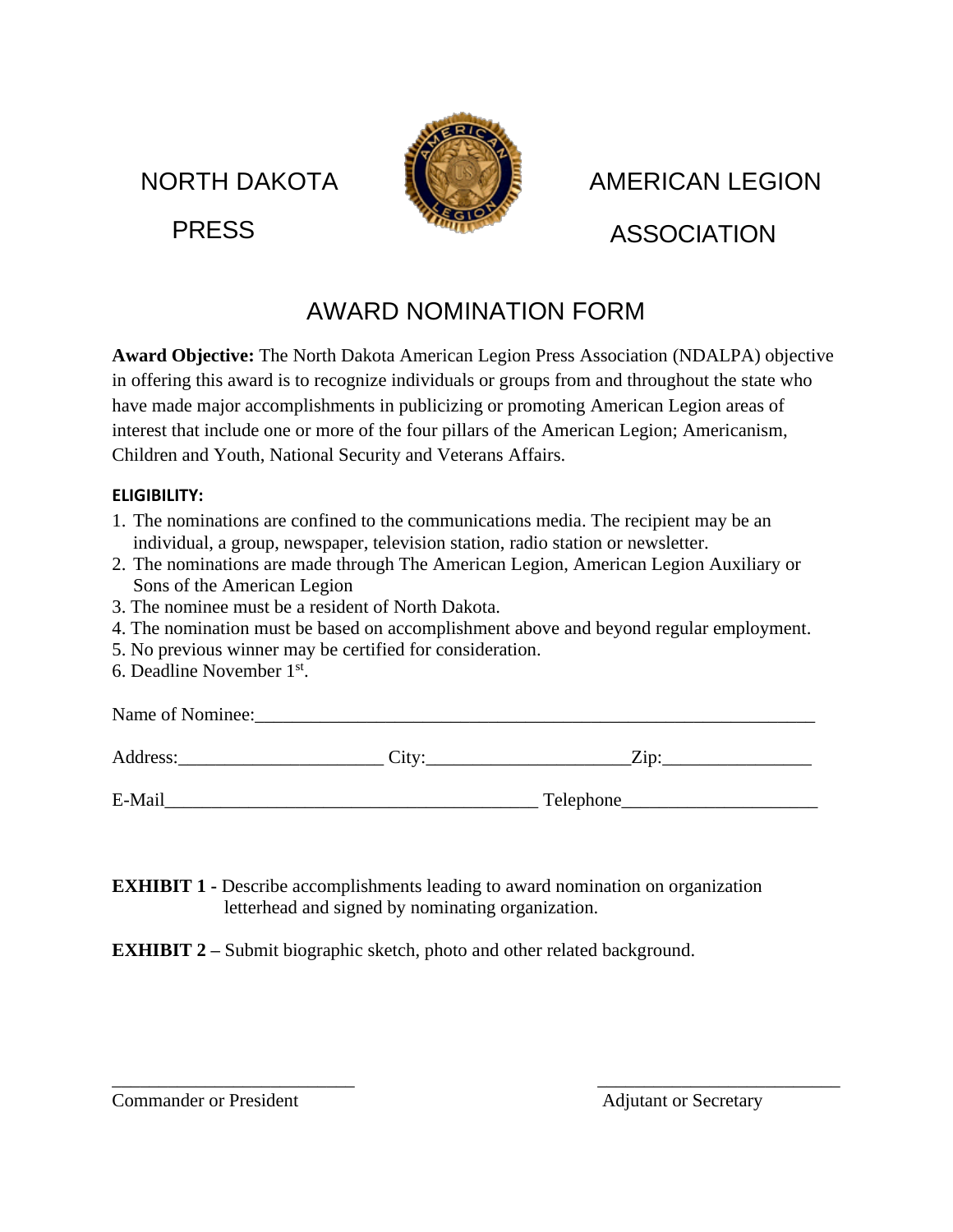NORTH DAKOTA PRESS — AMERICAN LEGION ASSOCIATION

# AWARD NOMINATION FORM

**Award Objective:** The North Dakota American Legion Press Association (NDALPA) objective in offering this award is to recognize individuals or groups from and throughout the state who have made major accomplishments in publicizing or promoting American Legion areas of interest that include one or more of the four pillars of the American Legion; Americanism, Children and Youth, National Security and Veterans Affairs.

**ELIGIBILITY:**

1. The nominations are confined to the communications media. The recipient may be an individual, a group, newspaper, television station, radio station or newsletter.
2. The nominations are made through The American Legion, American Legion Auxiliary or Sons of the American Legion
3. The nominee must be a resident of North Dakota.
4. The nomination must be based on accomplishment above and beyond regular employment.
5. No previous winner may be certified for consideration.
6. Deadline November 1st.

Name of Nominee:_______________________________________________________________

Address:_____________________ City:_____________________Zip:_______________

E-Mail________________________________________ Telephone____________________

**EXHIBIT 1 -** Describe accomplishments leading to award nomination on organization letterhead and signed by nominating organization.

**EXHIBIT 2 –** Submit biographic sketch, photo and other related background.

__________________________ __________________________

Commander or President Adjutant or Secretary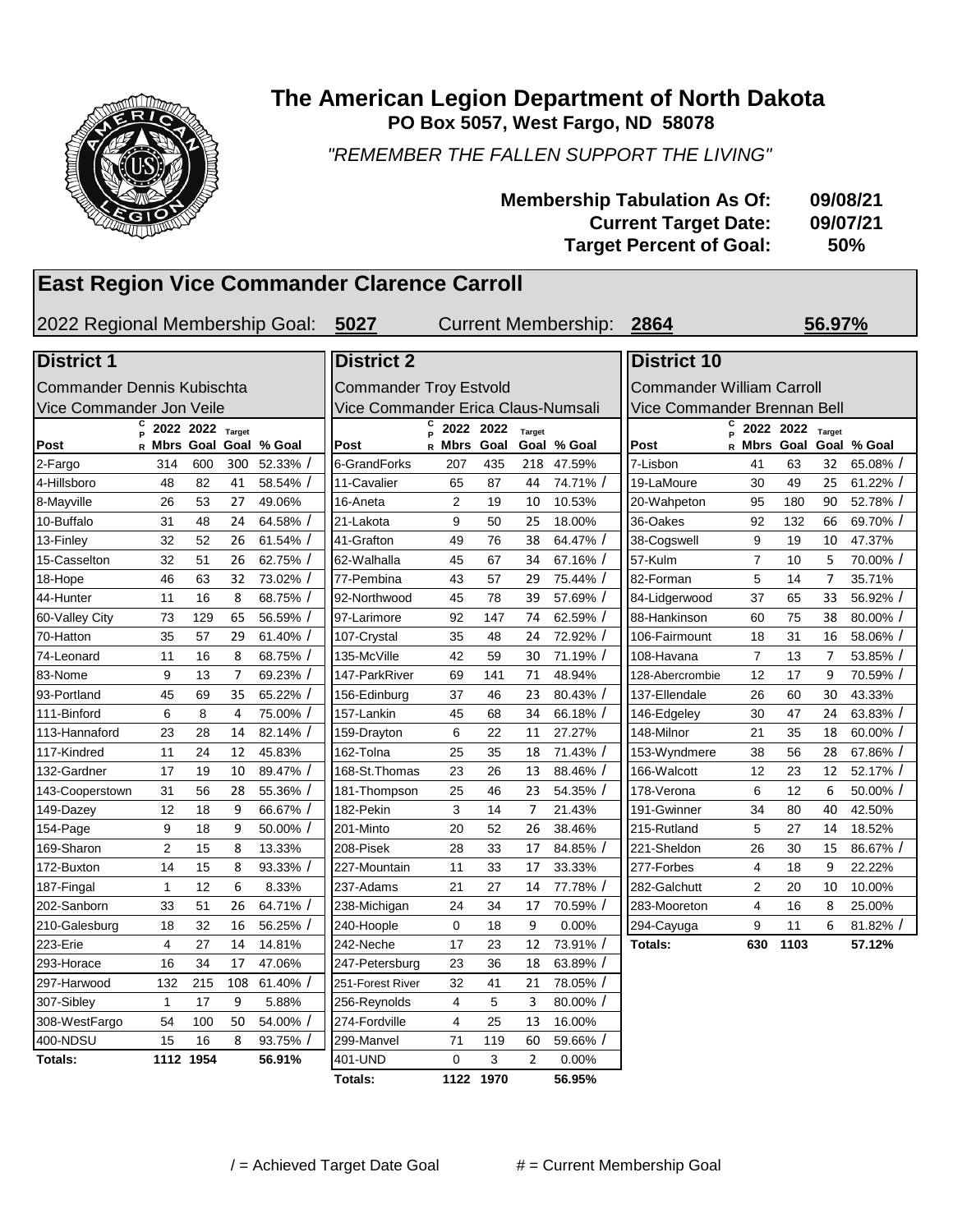# The American Legion Department of North Dakota

**PO Box 5057, West Fargo, ND 58078**

*"REMEMBER THE FALLEN SUPPORT THE LIVING"*

**Membership Tabulation As Of: 09/08/21**
**Current Target Date: 09/07/21**
**Target Percent of Goal: 50%**

## East Region Vice Commander Clarence Carroll

2022 Regional Membership Goal: **5027** Current Membership: **2864** **56.97%**

### District 1

Commander Dennis Kubischta
Vice Commander Jon Veile

| Post | CPR | 2022 Mbrs | 2022 Goal | Target Goal | % Goal |
|---|---|---|---|---|---|
| 2-Fargo | | 314 | 600 | 300 | 52.33% / |
| 4-Hillsboro | | 48 | 82 | 41 | 58.54% / |
| 8-Mayville | | 26 | 53 | 27 | 49.06% |
| 10-Buffalo | | 31 | 48 | 24 | 64.58% / |
| 13-Finley | | 32 | 52 | 26 | 61.54% / |
| 15-Casselton | | 32 | 51 | 26 | 62.75% / |
| 18-Hope | | 46 | 63 | 32 | 73.02% / |
| 44-Hunter | | 11 | 16 | 8 | 68.75% / |
| 60-Valley City | | 73 | 129 | 65 | 56.59% / |
| 70-Hatton | | 35 | 57 | 29 | 61.40% / |
| 74-Leonard | | 11 | 16 | 8 | 68.75% / |
| 83-Nome | | 9 | 13 | 7 | 69.23% / |
| 93-Portland | | 45 | 69 | 35 | 65.22% / |
| 111-Binford | | 6 | 8 | 4 | 75.00% / |
| 113-Hannaford | | 23 | 28 | 14 | 82.14% / |
| 117-Kindred | | 11 | 24 | 12 | 45.83% |
| 132-Gardner | | 17 | 19 | 10 | 89.47% / |
| 143-Cooperstown | | 31 | 56 | 28 | 55.36% / |
| 149-Dazey | | 12 | 18 | 9 | 66.67% / |
| 154-Page | | 9 | 18 | 9 | 50.00% / |
| 169-Sharon | | 2 | 15 | 8 | 13.33% |
| 172-Buxton | | 14 | 15 | 8 | 93.33% / |
| 187-Fingal | | 1 | 12 | 6 | 8.33% |
| 202-Sanborn | | 33 | 51 | 26 | 64.71% / |
| 210-Galesburg | | 18 | 32 | 16 | 56.25% / |
| 223-Erie | | 4 | 27 | 14 | 14.81% |
| 293-Horace | | 16 | 34 | 17 | 47.06% |
| 297-Harwood | | 132 | 215 | 108 | 61.40% / |
| 307-Sibley | | 1 | 17 | 9 | 5.88% |
| 308-WestFargo | | 54 | 100 | 50 | 54.00% / |
| 400-NDSU | | 15 | 16 | 8 | 93.75% / |
| **Totals:** | | **1112** | **1954** | | **56.91%** |

### District 2

Commander Troy Estvold
Vice Commander Erica Claus-Numsali

| Post | CPR | 2022 Mbrs | 2022 Goal | Target Goal | % Goal |
|---|---|---|---|---|---|
| 6-GrandForks | | 207 | 435 | 218 | 47.59% |
| 11-Cavalier | | 65 | 87 | 44 | 74.71% / |
| 16-Aneta | | 2 | 19 | 10 | 10.53% |
| 21-Lakota | | 9 | 50 | 25 | 18.00% |
| 41-Grafton | | 49 | 76 | 38 | 64.47% / |
| 62-Walhalla | | 45 | 67 | 34 | 67.16% / |
| 77-Pembina | | 43 | 57 | 29 | 75.44% / |
| 92-Northwood | | 45 | 78 | 39 | 57.69% / |
| 97-Larimore | | 92 | 147 | 74 | 62.59% / |
| 107-Crystal | | 35 | 48 | 24 | 72.92% / |
| 135-McVille | | 42 | 59 | 30 | 71.19% / |
| 147-ParkRiver | | 69 | 141 | 71 | 48.94% |
| 156-Edinburg | | 37 | 46 | 23 | 80.43% / |
| 157-Lankin | | 45 | 68 | 34 | 66.18% / |
| 159-Drayton | | 6 | 22 | 11 | 27.27% |
| 162-Tolna | | 25 | 35 | 18 | 71.43% / |
| 168-St.Thomas | | 23 | 26 | 13 | 88.46% / |
| 181-Thompson | | 25 | 46 | 23 | 54.35% / |
| 182-Pekin | | 3 | 14 | 7 | 21.43% |
| 201-Minto | | 20 | 52 | 26 | 38.46% |
| 208-Pisek | | 28 | 33 | 17 | 84.85% / |
| 227-Mountain | | 11 | 33 | 17 | 33.33% |
| 237-Adams | | 21 | 27 | 14 | 77.78% / |
| 238-Michigan | | 24 | 34 | 17 | 70.59% / |
| 240-Hoople | | 0 | 18 | 9 | 0.00% |
| 242-Neche | | 17 | 23 | 12 | 73.91% / |
| 247-Petersburg | | 23 | 36 | 18 | 63.89% / |
| 251-Forest River | | 32 | 41 | 21 | 78.05% / |
| 256-Reynolds | | 4 | 5 | 3 | 80.00% / |
| 274-Fordville | | 4 | 25 | 13 | 16.00% |
| 299-Manvel | | 71 | 119 | 60 | 59.66% / |
| 401-UND | | 0 | 3 | 2 | 0.00% |
| **Totals:** | | **1122** | **1970** | | **56.95%** |

### District 10

Commander William Carroll
Vice Commander Brennan Bell

| Post | CPR | 2022 Mbrs | 2022 Goal | Target Goal | % Goal |
|---|---|---|---|---|---|
| 7-Lisbon | | 41 | 63 | 32 | 65.08% / |
| 19-LaMoure | | 30 | 49 | 25 | 61.22% / |
| 20-Wahpeton | | 95 | 180 | 90 | 52.78% / |
| 36-Oakes | | 92 | 132 | 66 | 69.70% / |
| 38-Cogswell | | 9 | 19 | 10 | 47.37% |
| 57-Kulm | | 7 | 10 | 5 | 70.00% / |
| 82-Forman | | 5 | 14 | 7 | 35.71% |
| 84-Lidgerwood | | 37 | 65 | 33 | 56.92% / |
| 88-Hankinson | | 60 | 75 | 38 | 80.00% / |
| 106-Fairmount | | 18 | 31 | 16 | 58.06% / |
| 108-Havana | | 7 | 13 | 7 | 53.85% / |
| 128-Abercrombie | | 12 | 17 | 9 | 70.59% / |
| 137-Ellendale | | 26 | 60 | 30 | 43.33% |
| 146-Edgeley | | 30 | 47 | 24 | 63.83% / |
| 148-Milnor | | 21 | 35 | 18 | 60.00% / |
| 153-Wyndmere | | 38 | 56 | 28 | 67.86% / |
| 166-Walcott | | 12 | 23 | 12 | 52.17% / |
| 178-Verona | | 6 | 12 | 6 | 50.00% / |
| 191-Gwinner | | 34 | 80 | 40 | 42.50% |
| 215-Rutland | | 5 | 27 | 14 | 18.52% |
| 221-Sheldon | | 26 | 30 | 15 | 86.67% / |
| 277-Forbes | | 4 | 18 | 9 | 22.22% |
| 282-Galchutt | | 2 | 20 | 10 | 10.00% |
| 283-Mooreton | | 4 | 16 | 8 | 25.00% |
| 294-Cayuga | | 9 | 11 | 6 | 81.82% / |
| **Totals:** | | **630** | **1103** | | **57.12%** |

/ = Achieved Target Date Goal # = Current Membership Goal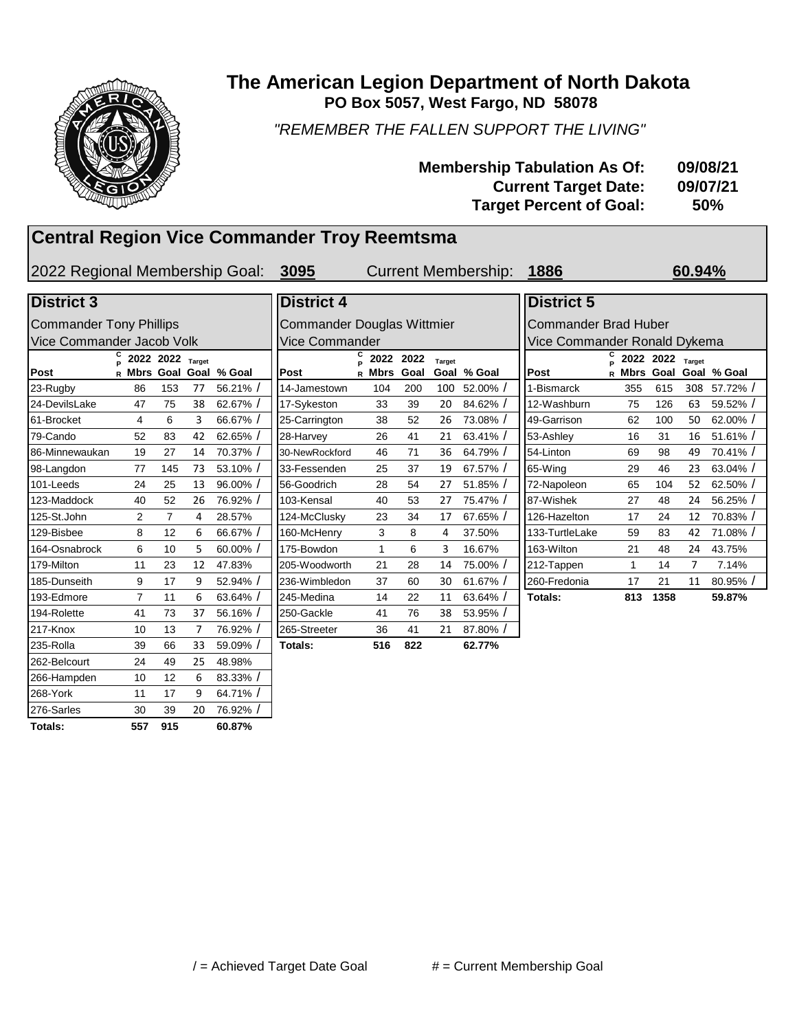# The American Legion Department of North Dakota

**PO Box 5057, West Fargo, ND 58078**

*"REMEMBER THE FALLEN SUPPORT THE LIVING"*

**Membership Tabulation As Of: 09/08/21**
**Current Target Date: 09/07/21**
**Target Percent of Goal: 50%**

## Central Region Vice Commander Troy Reemtsma

2022 Regional Membership Goal: **3095** Current Membership: **1886** **60.94%**

### District 3

Commander Tony Phillips
Vice Commander Jacob Volk

| Post | CPR | 2022 Mbrs | 2022 Goal | Target Goal | % Goal |
|---|---|---|---|---|---|
| 23-Rugby | | 86 | 153 | 77 | 56.21% / |
| 24-DevilsLake | | 47 | 75 | 38 | 62.67% / |
| 61-Brocket | | 4 | 6 | 3 | 66.67% / |
| 79-Cando | | 52 | 83 | 42 | 62.65% / |
| 86-Minnewaukan | | 19 | 27 | 14 | 70.37% / |
| 98-Langdon | | 77 | 145 | 73 | 53.10% / |
| 101-Leeds | | 24 | 25 | 13 | 96.00% / |
| 123-Maddock | | 40 | 52 | 26 | 76.92% / |
| 125-St.John | | 2 | 7 | 4 | 28.57% |
| 129-Bisbee | | 8 | 12 | 6 | 66.67% / |
| 164-Osnabrock | | 6 | 10 | 5 | 60.00% / |
| 179-Milton | | 11 | 23 | 12 | 47.83% |
| 185-Dunseith | | 9 | 17 | 9 | 52.94% / |
| 193-Edmore | | 7 | 11 | 6 | 63.64% / |
| 194-Rolette | | 41 | 73 | 37 | 56.16% / |
| 217-Knox | | 10 | 13 | 7 | 76.92% / |
| 235-Rolla | | 39 | 66 | 33 | 59.09% / |
| 262-Belcourt | | 24 | 49 | 25 | 48.98% |
| 266-Hampden | | 10 | 12 | 6 | 83.33% / |
| 268-York | | 11 | 17 | 9 | 64.71% / |
| 276-Sarles | | 30 | 39 | 20 | 76.92% / |
| **Totals:** | | **557** | **915** | | **60.87%** |

### District 4

Commander Douglas Wittmier
Vice Commander

| Post | CPR | 2022 Mbrs | 2022 Goal | Target Goal | % Goal |
|---|---|---|---|---|---|
| 14-Jamestown | | 104 | 200 | 100 | 52.00% / |
| 17-Sykeston | | 33 | 39 | 20 | 84.62% / |
| 25-Carrington | | 38 | 52 | 26 | 73.08% / |
| 28-Harvey | | 26 | 41 | 21 | 63.41% / |
| 30-NewRockford | | 46 | 71 | 36 | 64.79% / |
| 33-Fessenden | | 25 | 37 | 19 | 67.57% / |
| 56-Goodrich | | 28 | 54 | 27 | 51.85% / |
| 103-Kensal | | 40 | 53 | 27 | 75.47% / |
| 124-McClusky | | 23 | 34 | 17 | 67.65% / |
| 160-McHenry | | 3 | 8 | 4 | 37.50% |
| 175-Bowdon | | 1 | 6 | 3 | 16.67% |
| 205-Woodworth | | 21 | 28 | 14 | 75.00% / |
| 236-Wimbledon | | 37 | 60 | 30 | 61.67% / |
| 245-Medina | | 14 | 22 | 11 | 63.64% / |
| 250-Gackle | | 41 | 76 | 38 | 53.95% / |
| 265-Streeter | | 36 | 41 | 21 | 87.80% / |
| **Totals:** | | **516** | **822** | | **62.77%** |

### District 5

Commander Brad Huber
Vice Commander Ronald Dykema

| Post | CPR | 2022 Mbrs | 2022 Goal | Target Goal | % Goal |
|---|---|---|---|---|---|
| 1-Bismarck | | 355 | 615 | 308 | 57.72% / |
| 12-Washburn | | 75 | 126 | 63 | 59.52% / |
| 49-Garrison | | 62 | 100 | 50 | 62.00% / |
| 53-Ashley | | 16 | 31 | 16 | 51.61% / |
| 54-Linton | | 69 | 98 | 49 | 70.41% / |
| 65-Wing | | 29 | 46 | 23 | 63.04% / |
| 72-Napoleon | | 65 | 104 | 52 | 62.50% / |
| 87-Wishek | | 27 | 48 | 24 | 56.25% / |
| 126-Hazelton | | 17 | 24 | 12 | 70.83% / |
| 133-TurtleLake | | 59 | 83 | 42 | 71.08% / |
| 163-Wilton | | 21 | 48 | 24 | 43.75% |
| 212-Tappen | | 1 | 14 | 7 | 7.14% |
| 260-Fredonia | | 17 | 21 | 11 | 80.95% / |
| **Totals:** | | **813** | **1358** | | **59.87%** |

/ = Achieved Target Date Goal # = Current Membership Goal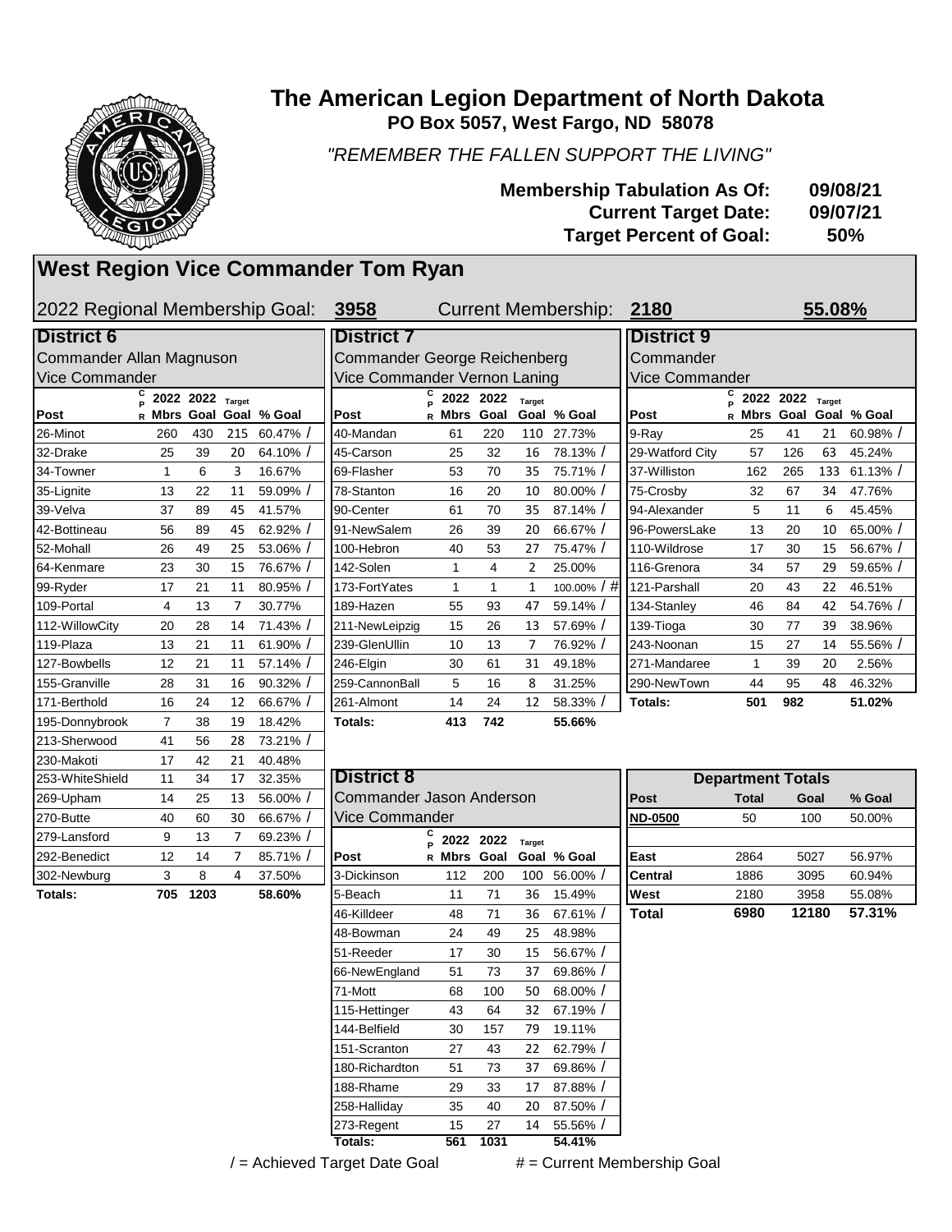# The American Legion Department of North Dakota

**PO Box 5057, West Fargo, ND 58078**

*"REMEMBER THE FALLEN SUPPORT THE LIVING"*

**Membership Tabulation As Of: 09/08/21**
**Current Target Date: 09/07/21**
**Target Percent of Goal: 50%**

## West Region Vice Commander Tom Ryan

2022 Regional Membership Goal: **3958** Current Membership: **2180** **55.08%**

### District 6

Commander Allan Magnuson
Vice Commander

| Post | CPR | 2022 Mbrs | 2022 Goal | Target Goal | % Goal |
|---|---|---|---|---|---|
| 26-Minot | | 260 | 430 | 215 | 60.47% / |
| 32-Drake | | 25 | 39 | 20 | 64.10% / |
| 34-Towner | | 1 | 6 | 3 | 16.67% |
| 35-Lignite | | 13 | 22 | 11 | 59.09% / |
| 39-Velva | | 37 | 89 | 45 | 41.57% |
| 42-Bottineau | | 56 | 89 | 45 | 62.92% / |
| 52-Mohall | | 26 | 49 | 25 | 53.06% / |
| 64-Kenmare | | 23 | 30 | 15 | 76.67% / |
| 99-Ryder | | 17 | 21 | 11 | 80.95% / |
| 109-Portal | | 4 | 13 | 7 | 30.77% |
| 112-WillowCity | | 20 | 28 | 14 | 71.43% / |
| 119-Plaza | | 13 | 21 | 11 | 61.90% / |
| 127-Bowbells | | 12 | 21 | 11 | 57.14% / |
| 155-Granville | | 28 | 31 | 16 | 90.32% / |
| 171-Berthold | | 16 | 24 | 12 | 66.67% / |
| 195-Donnybrook | | 7 | 38 | 19 | 18.42% |
| 213-Sherwood | | 41 | 56 | 28 | 73.21% / |
| 230-Makoti | | 17 | 42 | 21 | 40.48% |
| 253-WhiteShield | | 11 | 34 | 17 | 32.35% |
| 269-Upham | | 14 | 25 | 13 | 56.00% / |
| 270-Butte | | 40 | 60 | 30 | 66.67% / |
| 279-Lansford | | 9 | 13 | 7 | 69.23% / |
| 292-Benedict | | 12 | 14 | 7 | 85.71% / |
| 302-Newburg | | 3 | 8 | 4 | 37.50% |
| **Totals:** | | **705** | **1203** | | **58.60%** |

### District 7

Commander George Reichenberg
Vice Commander Vernon Laning

| Post | CPR | 2022 Mbrs | 2022 Goal | Target Goal | % Goal |
|---|---|---|---|---|---|
| 40-Mandan | | 61 | 220 | 110 | 27.73% |
| 45-Carson | | 25 | 32 | 16 | 78.13% / |
| 69-Flasher | | 53 | 70 | 35 | 75.71% / |
| 78-Stanton | | 16 | 20 | 10 | 80.00% / |
| 90-Center | | 61 | 70 | 35 | 87.14% / |
| 91-NewSalem | | 26 | 39 | 20 | 66.67% / |
| 100-Hebron | | 40 | 53 | 27 | 75.47% / |
| 142-Solen | | 1 | 4 | 2 | 25.00% |
| 173-FortYates | | 1 | 1 | 1 | 100.00% / # |
| 189-Hazen | | 55 | 93 | 47 | 59.14% / |
| 211-NewLeipzig | | 15 | 26 | 13 | 57.69% / |
| 239-GlenUllin | | 10 | 13 | 7 | 76.92% / |
| 246-Elgin | | 30 | 61 | 31 | 49.18% |
| 259-CannonBall | | 5 | 16 | 8 | 31.25% |
| 261-Almont | | 14 | 24 | 12 | 58.33% / |
| **Totals:** | | **413** | **742** | | **55.66%** |

### District 8

Commander Jason Anderson
Vice Commander

| Post | CPR | 2022 Mbrs | 2022 Goal | Target Goal | % Goal |
|---|---|---|---|---|---|
| 3-Dickinson | | 112 | 200 | 100 | 56.00% / |
| 5-Beach | | 11 | 71 | 36 | 15.49% |
| 46-Killdeer | | 48 | 71 | 36 | 67.61% / |
| 48-Bowman | | 24 | 49 | 25 | 48.98% |
| 51-Reeder | | 17 | 30 | 15 | 56.67% / |
| 66-NewEngland | | 51 | 73 | 37 | 69.86% / |
| 71-Mott | | 68 | 100 | 50 | 68.00% / |
| 115-Hettinger | | 43 | 64 | 32 | 67.19% / |
| 144-Belfield | | 30 | 157 | 79 | 19.11% |
| 151-Scranton | | 27 | 43 | 22 | 62.79% / |
| 180-Richardton | | 51 | 73 | 37 | 69.86% / |
| 188-Rhame | | 29 | 33 | 17 | 87.88% / |
| 258-Halliday | | 35 | 40 | 20 | 87.50% / |
| 273-Regent | | 15 | 27 | 14 | 55.56% / |
| **Totals:** | | **561** | **1031** | | **54.41%** |

### District 9

Commander
Vice Commander

| Post | CPR | 2022 Mbrs | 2022 Goal | Target Goal | % Goal |
|---|---|---|---|---|---|
| 9-Ray | | 25 | 41 | 21 | 60.98% / |
| 29-Watford City | | 57 | 126 | 63 | 45.24% |
| 37-Williston | | 162 | 265 | 133 | 61.13% / |
| 75-Crosby | | 32 | 67 | 34 | 47.76% |
| 94-Alexander | | 5 | 11 | 6 | 45.45% |
| 96-PowersLake | | 13 | 20 | 10 | 65.00% / |
| 110-Wildrose | | 17 | 30 | 15 | 56.67% / |
| 116-Grenora | | 34 | 57 | 29 | 59.65% / |
| 121-Parshall | | 20 | 43 | 22 | 46.51% |
| 134-Stanley | | 46 | 84 | 42 | 54.76% / |
| 139-Tioga | | 30 | 77 | 39 | 38.96% |
| 243-Noonan | | 15 | 27 | 14 | 55.56% / |
| 271-Mandaree | | 1 | 39 | 20 | 2.56% |
| 290-NewTown | | 44 | 95 | 48 | 46.32% |
| **Totals:** | | **501** | **982** | | **51.02%** |

### Department Totals

| Post | Total | Goal | % Goal |
|---|---|---|---|
| ND-0500 | 50 | 100 | 50.00% |
| | | | |
| East | 2864 | 5027 | 56.97% |
| Central | 1886 | 3095 | 60.94% |
| West | 2180 | 3958 | 55.08% |
| **Total** | **6980** | **12180** | **57.31%** |

/ = Achieved Target Date Goal # = Current Membership Goal